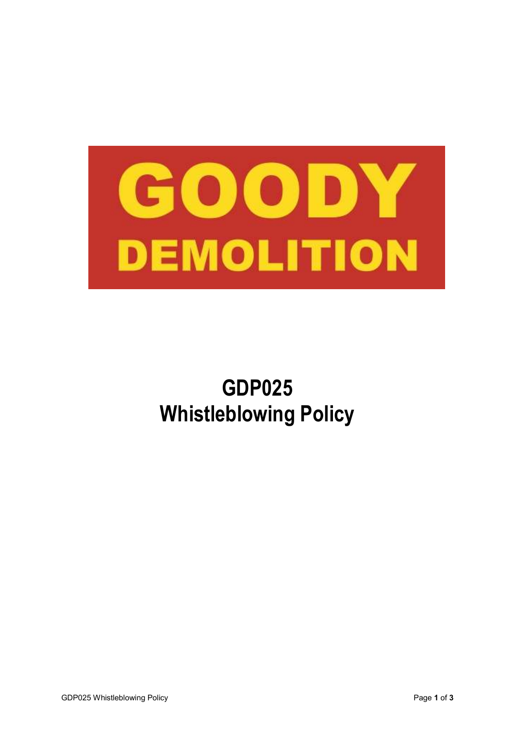GOODY
DEMOLITION

# GDP025
# Whistleblowing Policy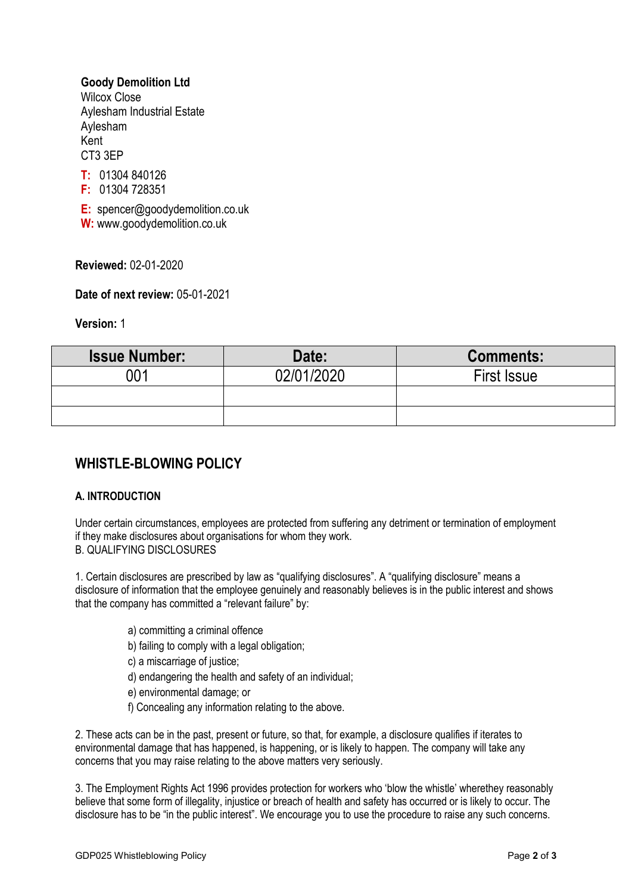**Goody Demolition Ltd**
Wilcox Close
Aylesham Industrial Estate
Aylesham
Kent
CT3 3EP

**T:** 01304 840126
**F:** 01304 728351

**E:** spencer@goodydemolition.co.uk
**W:** www.goodydemolition.co.uk

**Reviewed:** 02-01-2020

**Date of next review:** 05-01-2021

**Version:** 1

| Issue Number: | Date: | Comments: |
|---|---|---|
| 001 | 02/01/2020 | First Issue |
| | | |
| | | |

## WHISTLE-BLOWING POLICY

### A. INTRODUCTION

Under certain circumstances, employees are protected from suffering any detriment or termination of employment if they make disclosures about organisations for whom they work.
B. QUALIFYING DISCLOSURES

1. Certain disclosures are prescribed by law as "qualifying disclosures". A "qualifying disclosure" means a disclosure of information that the employee genuinely and reasonably believes is in the public interest and shows that the company has committed a "relevant failure" by:

   a) committing a criminal offence
   b) failing to comply with a legal obligation;
   c) a miscarriage of justice;
   d) endangering the health and safety of an individual;
   e) environmental damage; or
   f) Concealing any information relating to the above.

2. These acts can be in the past, present or future, so that, for example, a disclosure qualifies if iterates to environmental damage that has happened, is happening, or is likely to happen. The company will take any concerns that you may raise relating to the above matters very seriously.

3. The Employment Rights Act 1996 provides protection for workers who 'blow the whistle' wherethey reasonably believe that some form of illegality, injustice or breach of health and safety has occurred or is likely to occur. The disclosure has to be "in the public interest". We encourage you to use the procedure to raise any such concerns.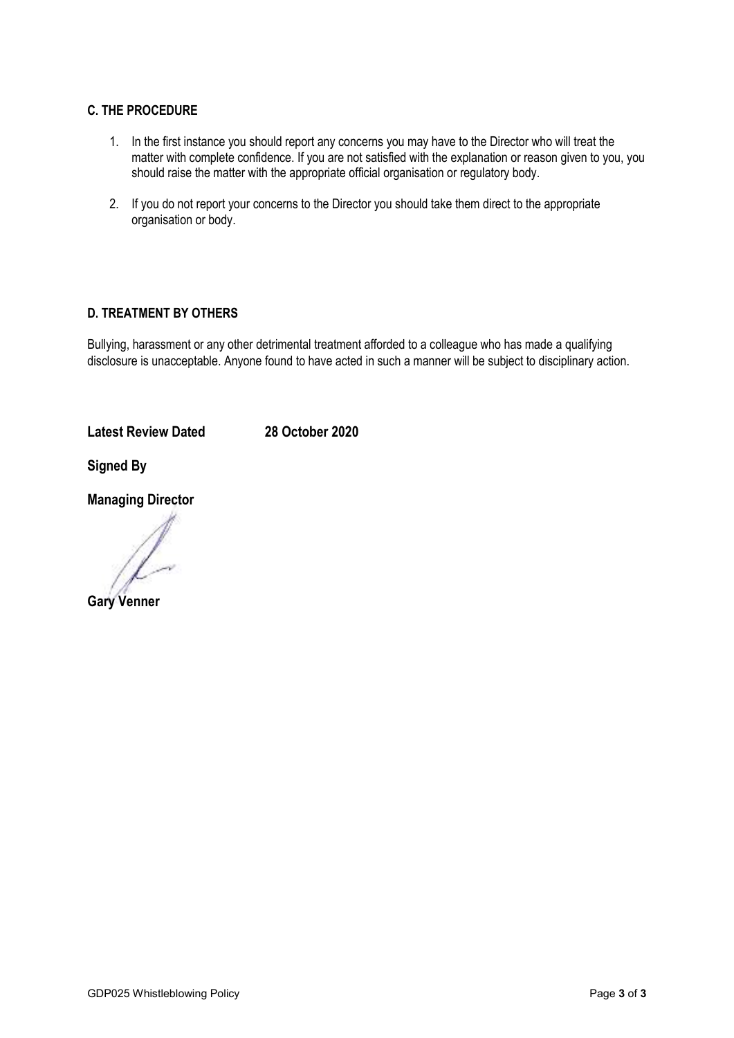### C. THE PROCEDURE

1. In the first instance you should report any concerns you may have to the Director who will treat the matter with complete confidence. If you are not satisfied with the explanation or reason given to you, you should raise the matter with the appropriate official organisation or regulatory body.
2. If you do not report your concerns to the Director you should take them direct to the appropriate organisation or body.

### D. TREATMENT BY OTHERS

Bullying, harassment or any other detrimental treatment afforded to a colleague who has made a qualifying disclosure is unacceptable. Anyone found to have acted in such a manner will be subject to disciplinary action.

**Latest Review Dated** **28 October 2020**

**Signed By**

**Managing Director**

**Gary Venner**